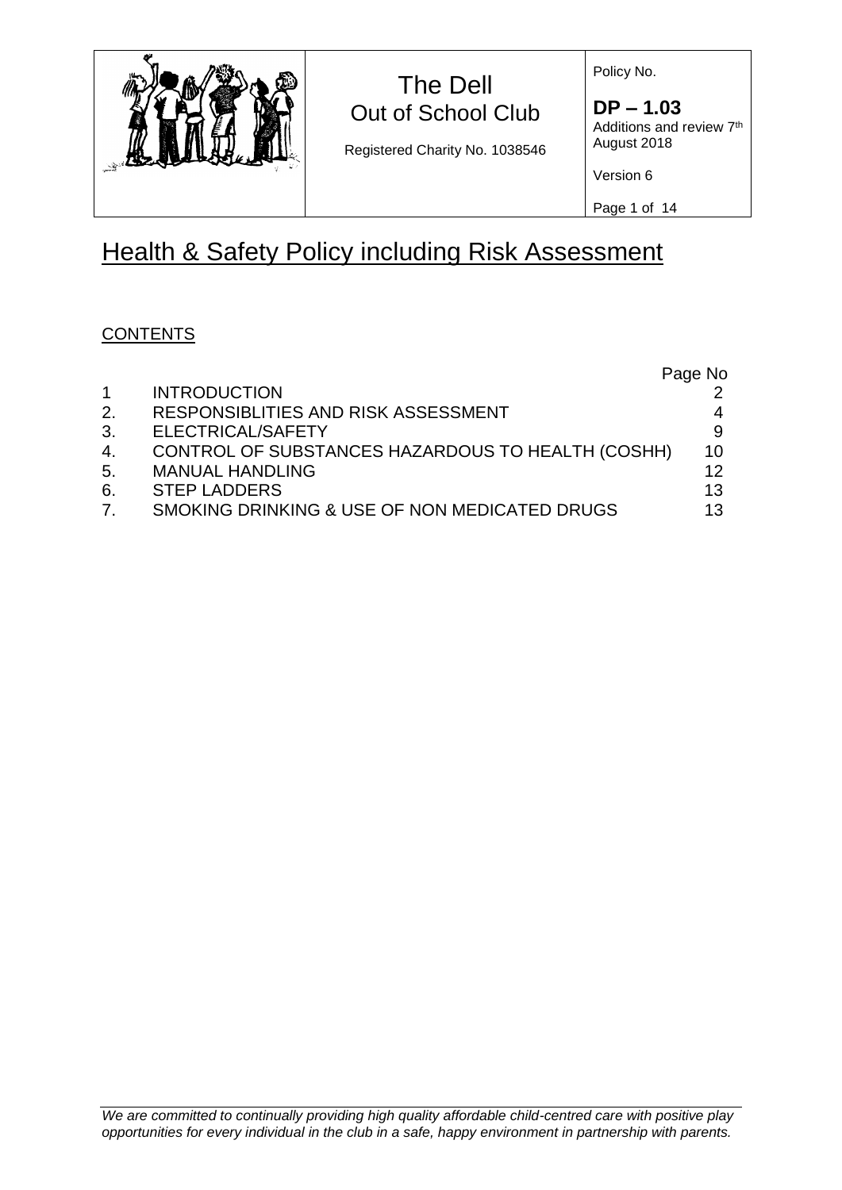| | The Dell<br>Out of School Club<br><br>Registered Charity No. 1038546 | Policy No.<br><br>**DP – 1.03**<br>Additions and review 7th August 2018<br><br>Version 6 |
|---|---|---|

# Health & Safety Policy including Risk Assessment

## CONTENTS

| | | Page No |
|---|---|---|
| 1 | INTRODUCTION | 2 |
| 2. | RESPONSIBLITIES AND RISK ASSESSMENT | 4 |
| 3. | ELECTRICAL/SAFETY | 9 |
| 4. | CONTROL OF SUBSTANCES HAZARDOUS TO HEALTH (COSHH) | 10 |
| 5. | MANUAL HANDLING | 12 |
| 6. | STEP LADDERS | 13 |
| 7. | SMOKING DRINKING & USE OF NON MEDICATED DRUGS | 13 |

*We are committed to continually providing high quality affordable child-centred care with positive play opportunities for every individual in the club in a safe, happy environment in partnership with parents.*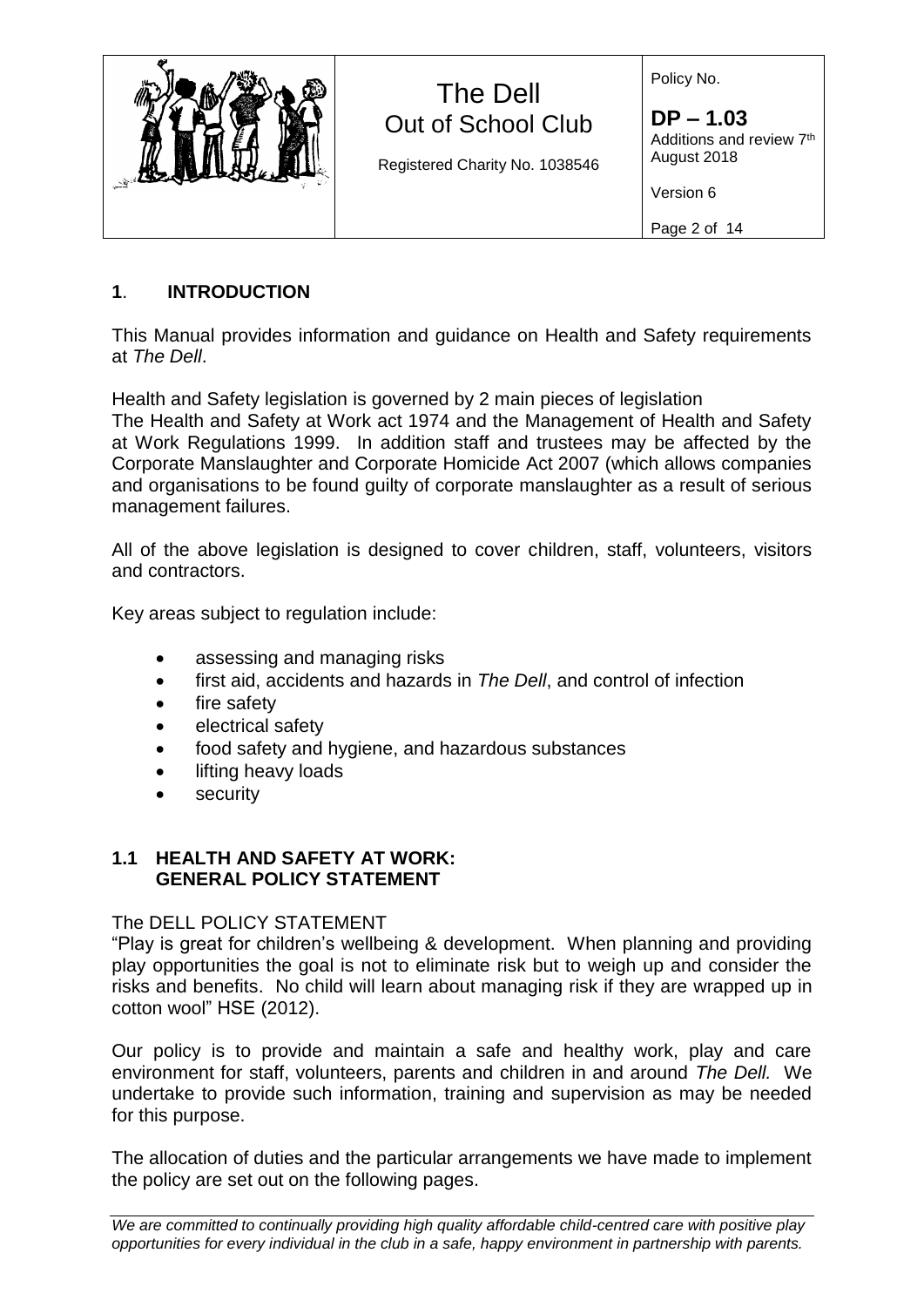## 1. INTRODUCTION

This Manual provides information and guidance on Health and Safety requirements at *The Dell*.

Health and Safety legislation is governed by 2 main pieces of legislation
The Health and Safety at Work act 1974 and the Management of Health and Safety at Work Regulations 1999. In addition staff and trustees may be affected by the Corporate Manslaughter and Corporate Homicide Act 2007 (which allows companies and organisations to be found guilty of corporate manslaughter as a result of serious management failures.

All of the above legislation is designed to cover children, staff, volunteers, visitors and contractors.

Key areas subject to regulation include:

- assessing and managing risks
- first aid, accidents and hazards in *The Dell*, and control of infection
- fire safety
- electrical safety
- food safety and hygiene, and hazardous substances
- lifting heavy loads
- security

### 1.1 HEALTH AND SAFETY AT WORK: GENERAL POLICY STATEMENT

The DELL POLICY STATEMENT
"Play is great for children's wellbeing & development. When planning and providing play opportunities the goal is not to eliminate risk but to weigh up and consider the risks and benefits. No child will learn about managing risk if they are wrapped up in cotton wool" HSE (2012).

Our policy is to provide and maintain a safe and healthy work, play and care environment for staff, volunteers, parents and children in and around *The Dell.* We undertake to provide such information, training and supervision as may be needed for this purpose.

The allocation of duties and the particular arrangements we have made to implement the policy are set out on the following pages.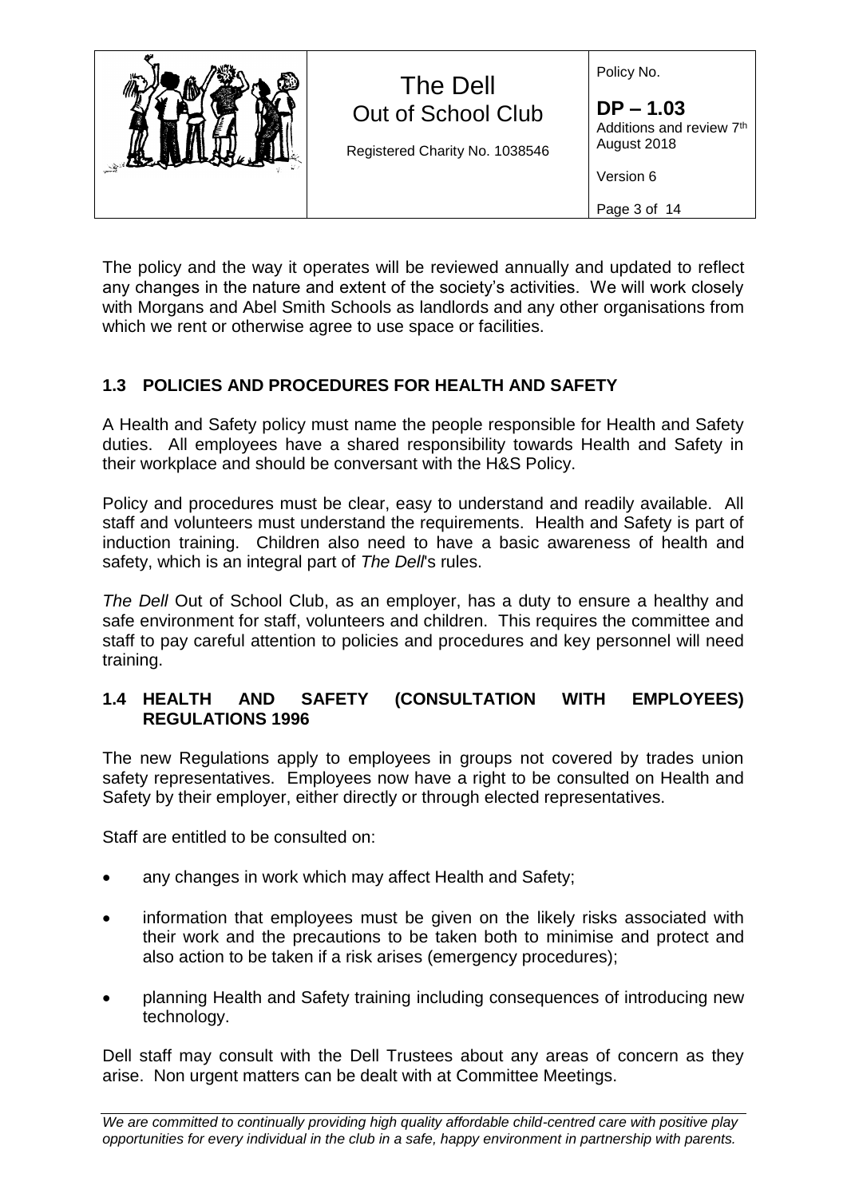The policy and the way it operates will be reviewed annually and updated to reflect any changes in the nature and extent of the society's activities. We will work closely with Morgans and Abel Smith Schools as landlords and any other organisations from which we rent or otherwise agree to use space or facilities.

### 1.3 POLICIES AND PROCEDURES FOR HEALTH AND SAFETY

A Health and Safety policy must name the people responsible for Health and Safety duties. All employees have a shared responsibility towards Health and Safety in their workplace and should be conversant with the H&S Policy.

Policy and procedures must be clear, easy to understand and readily available. All staff and volunteers must understand the requirements. Health and Safety is part of induction training. Children also need to have a basic awareness of health and safety, which is an integral part of *The Dell*'s rules.

*The Dell* Out of School Club, as an employer, has a duty to ensure a healthy and safe environment for staff, volunteers and children. This requires the committee and staff to pay careful attention to policies and procedures and key personnel will need training.

### 1.4 HEALTH AND SAFETY (CONSULTATION WITH EMPLOYEES) REGULATIONS 1996

The new Regulations apply to employees in groups not covered by trades union safety representatives. Employees now have a right to be consulted on Health and Safety by their employer, either directly or through elected representatives.

Staff are entitled to be consulted on:

- any changes in work which may affect Health and Safety;
- information that employees must be given on the likely risks associated with their work and the precautions to be taken both to minimise and protect and also action to be taken if a risk arises (emergency procedures);
- planning Health and Safety training including consequences of introducing new technology.

Dell staff may consult with the Dell Trustees about any areas of concern as they arise. Non urgent matters can be dealt with at Committee Meetings.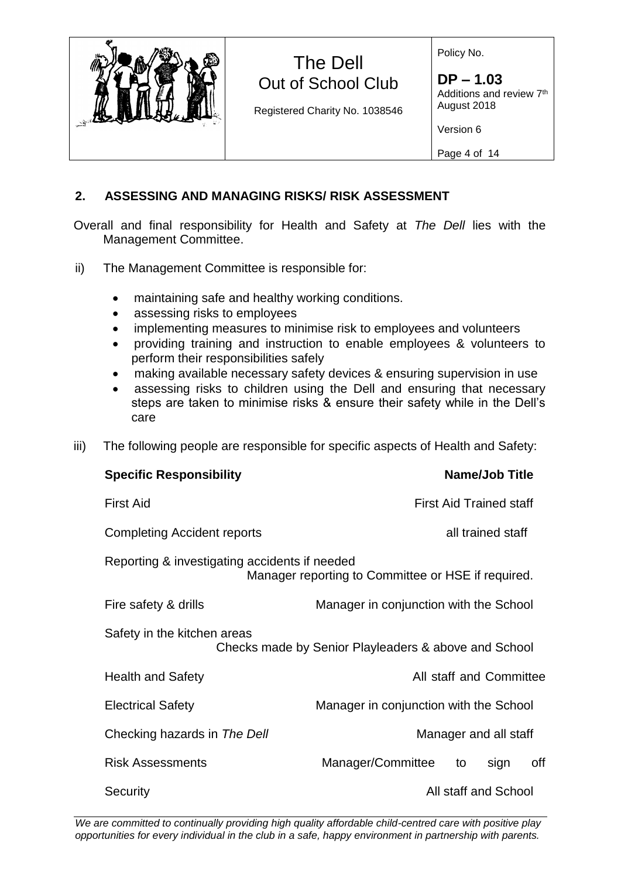## 2. ASSESSING AND MANAGING RISKS/ RISK ASSESSMENT

Overall and final responsibility for Health and Safety at *The Dell* lies with the Management Committee.

ii) The Management Committee is responsible for:

- maintaining safe and healthy working conditions.
- assessing risks to employees
- implementing measures to minimise risk to employees and volunteers
- providing training and instruction to enable employees & volunteers to perform their responsibilities safely
- making available necessary safety devices & ensuring supervision in use
- assessing risks to children using the Dell and ensuring that necessary steps are taken to minimise risks & ensure their safety while in the Dell's care

iii) The following people are responsible for specific aspects of Health and Safety:

| Specific Responsibility | Name/Job Title |
|---|---|
| First Aid | First Aid Trained staff |
| Completing Accident reports | all trained staff |
| Reporting & investigating accidents if needed | Manager reporting to Committee or HSE if required. |
| Fire safety & drills | Manager in conjunction with the School |
| Safety in the kitchen areas | Checks made by Senior Playleaders & above and School |
| Health and Safety | All staff and Committee |
| Electrical Safety | Manager in conjunction with the School |
| Checking hazards in *The Dell* | Manager and all staff |
| Risk Assessments | Manager/Committee to sign off |
| Security | All staff and School |

*We are committed to continually providing high quality affordable child-centred care with positive play opportunities for every individual in the club in a safe, happy environment in partnership with parents.*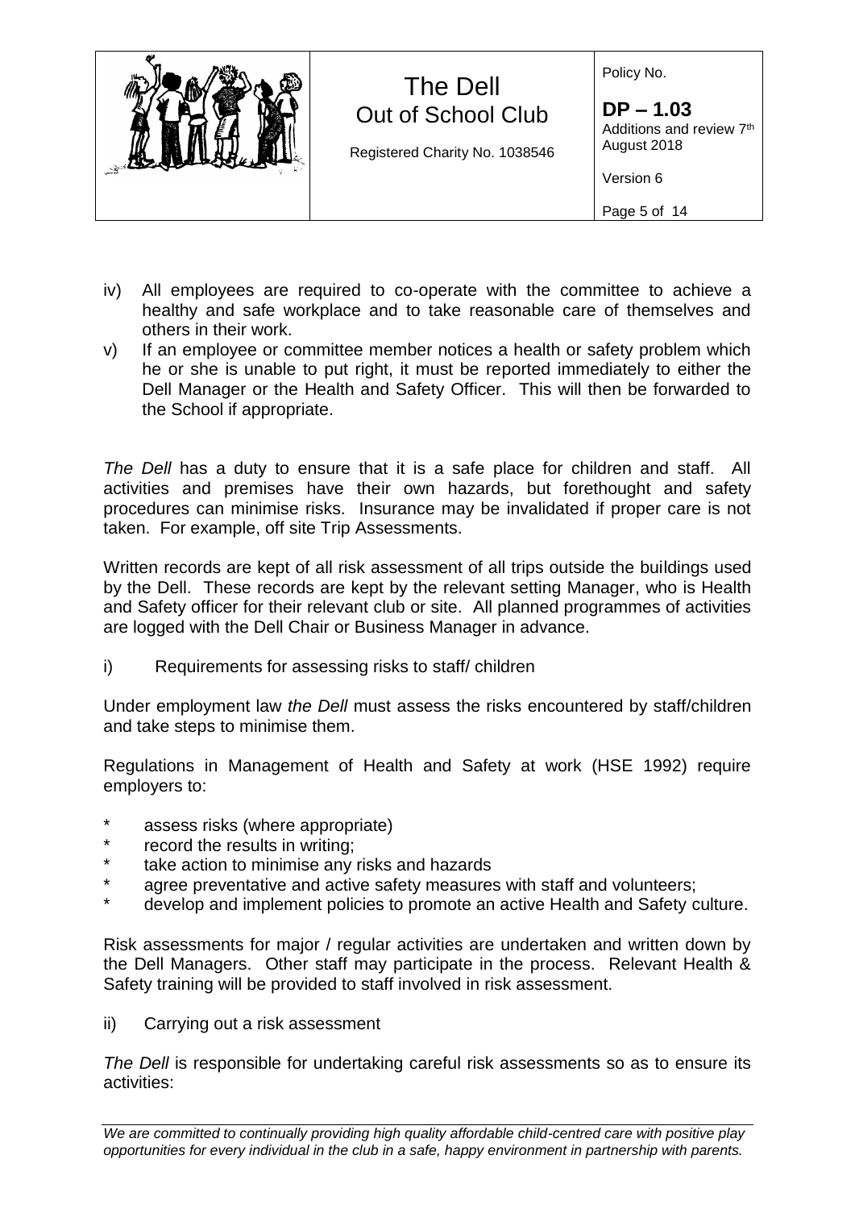iv) All employees are required to co-operate with the committee to achieve a healthy and safe workplace and to take reasonable care of themselves and others in their work.

v) If an employee or committee member notices a health or safety problem which he or she is unable to put right, it must be reported immediately to either the Dell Manager or the Health and Safety Officer. This will then be forwarded to the School if appropriate.

*The Dell* has a duty to ensure that it is a safe place for children and staff. All activities and premises have their own hazards, but forethought and safety procedures can minimise risks. Insurance may be invalidated if proper care is not taken. For example, off site Trip Assessments.

Written records are kept of all risk assessment of all trips outside the buildings used by the Dell. These records are kept by the relevant setting Manager, who is Health and Safety officer for their relevant club or site. All planned programmes of activities are logged with the Dell Chair or Business Manager in advance.

i) Requirements for assessing risks to staff/ children

Under employment law *the Dell* must assess the risks encountered by staff/children and take steps to minimise them.

Regulations in Management of Health and Safety at work (HSE 1992) require employers to:

* assess risks (where appropriate)
* record the results in writing;
* take action to minimise any risks and hazards
* agree preventative and active safety measures with staff and volunteers;
* develop and implement policies to promote an active Health and Safety culture.

Risk assessments for major / regular activities are undertaken and written down by the Dell Managers. Other staff may participate in the process. Relevant Health & Safety training will be provided to staff involved in risk assessment.

ii) Carrying out a risk assessment

*The Dell* is responsible for undertaking careful risk assessments so as to ensure its activities: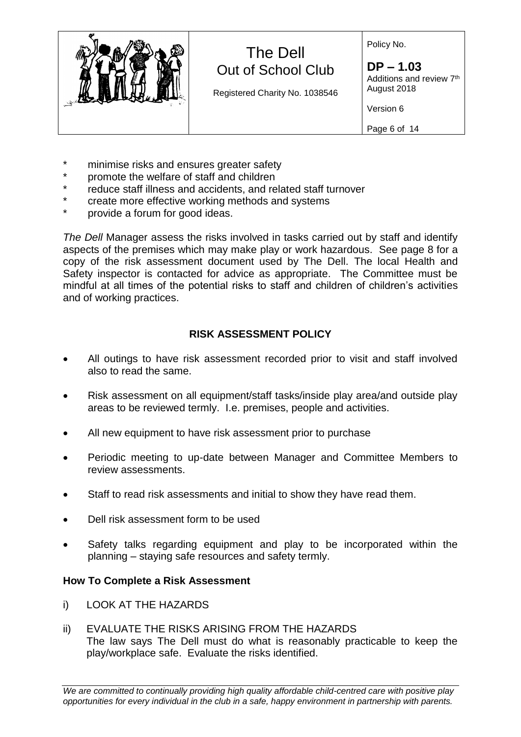* minimise risks and ensures greater safety
* promote the welfare of staff and children
* reduce staff illness and accidents, and related staff turnover
* create more effective working methods and systems
* provide a forum for good ideas.

*The Dell* Manager assess the risks involved in tasks carried out by staff and identify aspects of the premises which may make play or work hazardous. See page 8 for a copy of the risk assessment document used by The Dell. The local Health and Safety inspector is contacted for advice as appropriate. The Committee must be mindful at all times of the potential risks to staff and children of children's activities and of working practices.

## RISK ASSESSMENT POLICY

- All outings to have risk assessment recorded prior to visit and staff involved also to read the same.
- Risk assessment on all equipment/staff tasks/inside play area/and outside play areas to be reviewed termly. I.e. premises, people and activities.
- All new equipment to have risk assessment prior to purchase
- Periodic meeting to up-date between Manager and Committee Members to review assessments.
- Staff to read risk assessments and initial to show they have read them.
- Dell risk assessment form to be used
- Safety talks regarding equipment and play to be incorporated within the planning – staying safe resources and safety termly.

### How To Complete a Risk Assessment

i) LOOK AT THE HAZARDS

ii) EVALUATE THE RISKS ARISING FROM THE HAZARDS
The law says The Dell must do what is reasonably practicable to keep the play/workplace safe. Evaluate the risks identified.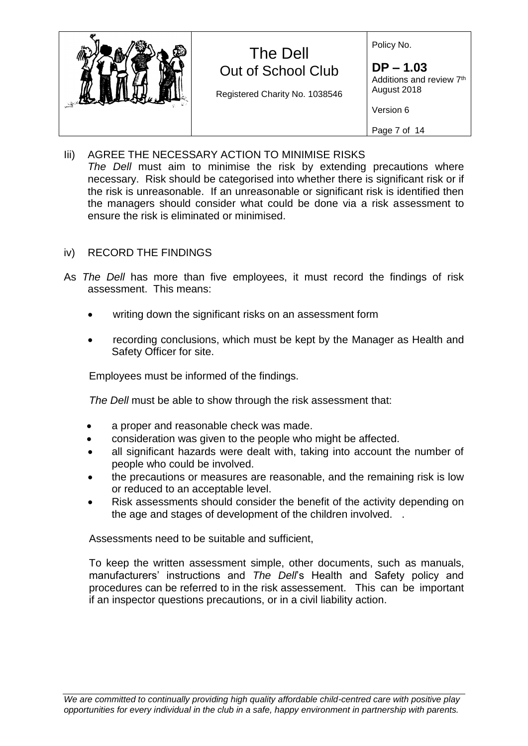Iii) AGREE THE NECESSARY ACTION TO MINIMISE RISKS

*The Dell* must aim to minimise the risk by extending precautions where necessary. Risk should be categorised into whether there is significant risk or if the risk is unreasonable. If an unreasonable or significant risk is identified then the managers should consider what could be done via a risk assessment to ensure the risk is eliminated or minimised.

iv) RECORD THE FINDINGS

As *The Dell* has more than five employees, it must record the findings of risk assessment. This means:

- writing down the significant risks on an assessment form
- recording conclusions, which must be kept by the Manager as Health and Safety Officer for site.

Employees must be informed of the findings.

*The Dell* must be able to show through the risk assessment that:

- a proper and reasonable check was made.
- consideration was given to the people who might be affected.
- all significant hazards were dealt with, taking into account the number of people who could be involved.
- the precautions or measures are reasonable, and the remaining risk is low or reduced to an acceptable level.
- Risk assessments should consider the benefit of the activity depending on the age and stages of development of the children involved. .

Assessments need to be suitable and sufficient,

To keep the written assessment simple, other documents, such as manuals, manufacturers' instructions and *The Dell*'s Health and Safety policy and procedures can be referred to in the risk assessement. This can be important if an inspector questions precautions, or in a civil liability action.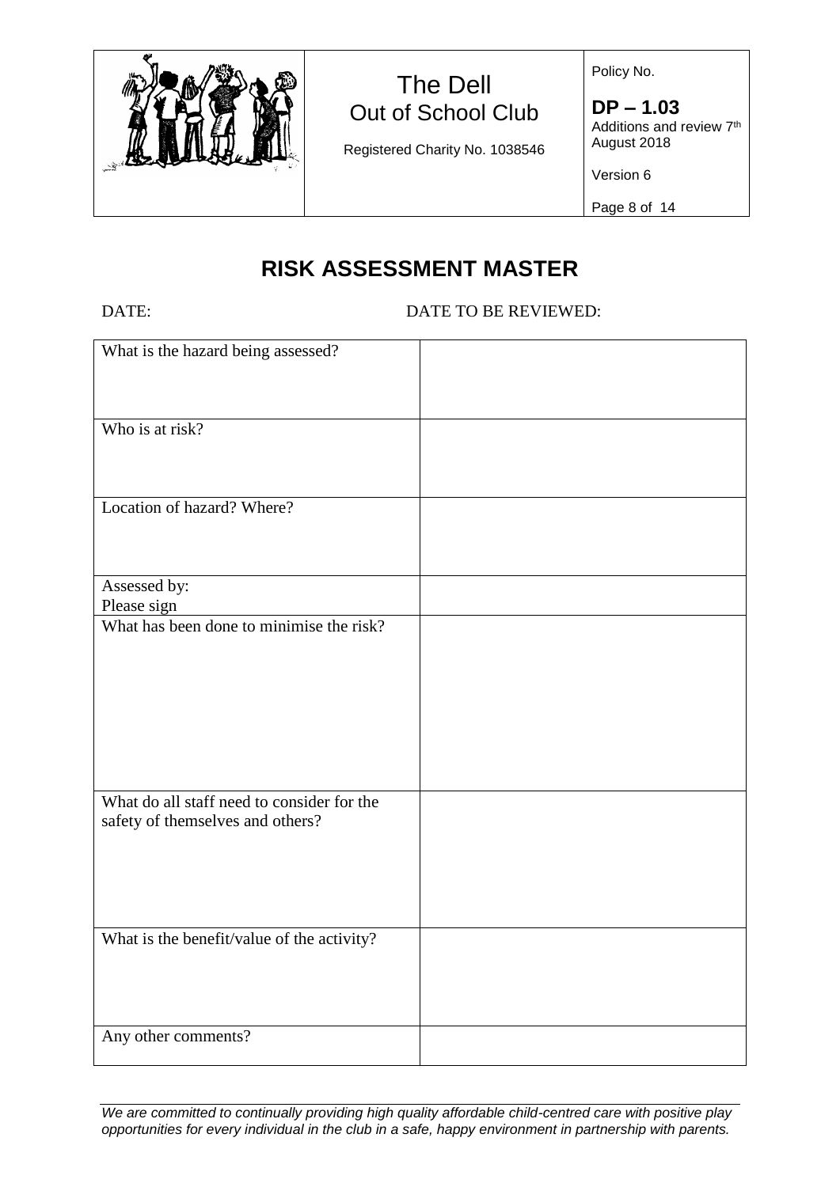# RISK ASSESSMENT MASTER

DATE: DATE TO BE REVIEWED:

| | |
|---|---|
| What is the hazard being assessed? | |
| Who is at risk? | |
| Location of hazard? Where? | |
| Assessed by:<br>Please sign | |
| What has been done to minimise the risk? | |
| What do all staff need to consider for the safety of themselves and others? | |
| What is the benefit/value of the activity? | |
| Any other comments? | |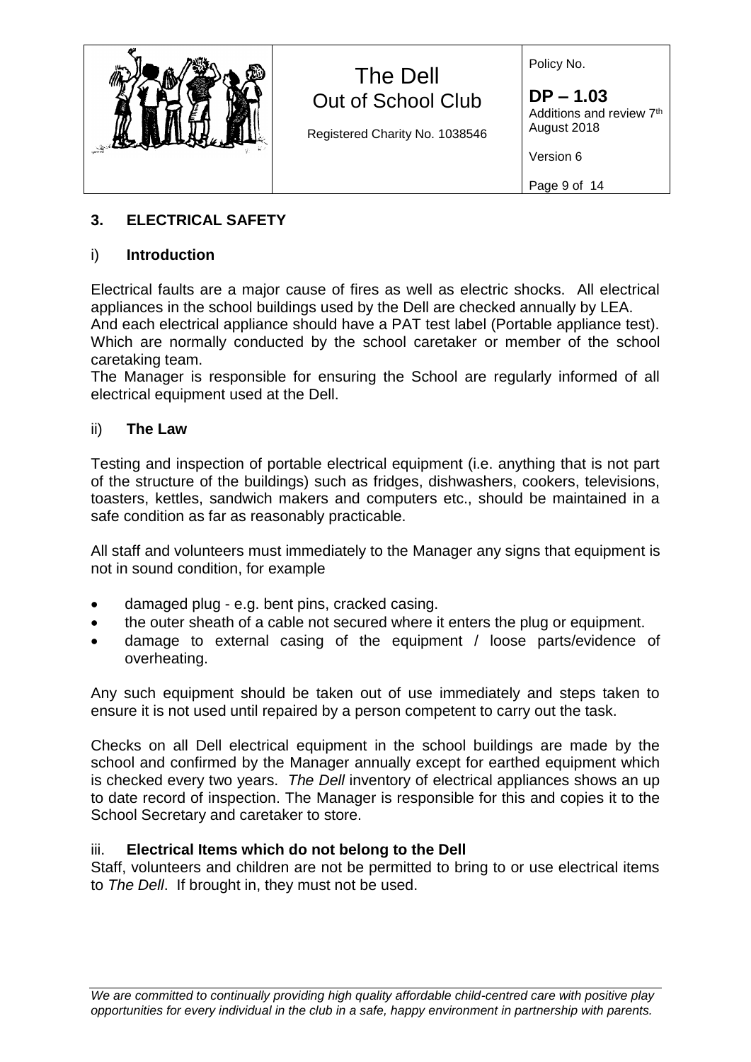## 3. ELECTRICAL SAFETY

### i) Introduction

Electrical faults are a major cause of fires as well as electric shocks. All electrical appliances in the school buildings used by the Dell are checked annually by LEA. And each electrical appliance should have a PAT test label (Portable appliance test). Which are normally conducted by the school caretaker or member of the school caretaking team.
The Manager is responsible for ensuring the School are regularly informed of all electrical equipment used at the Dell.

### ii) The Law

Testing and inspection of portable electrical equipment (i.e. anything that is not part of the structure of the buildings) such as fridges, dishwashers, cookers, televisions, toasters, kettles, sandwich makers and computers etc., should be maintained in a safe condition as far as reasonably practicable.

All staff and volunteers must immediately to the Manager any signs that equipment is not in sound condition, for example

- damaged plug - e.g. bent pins, cracked casing.
- the outer sheath of a cable not secured where it enters the plug or equipment.
- damage to external casing of the equipment / loose parts/evidence of overheating.

Any such equipment should be taken out of use immediately and steps taken to ensure it is not used until repaired by a person competent to carry out the task.

Checks on all Dell electrical equipment in the school buildings are made by the school and confirmed by the Manager annually except for earthed equipment which is checked every two years. *The Dell* inventory of electrical appliances shows an up to date record of inspection. The Manager is responsible for this and copies it to the School Secretary and caretaker to store.

### iii. Electrical Items which do not belong to the Dell

Staff, volunteers and children are not be permitted to bring to or use electrical items to *The Dell*. If brought in, they must not be used.

*We are committed to continually providing high quality affordable child-centred care with positive play opportunities for every individual in the club in a safe, happy environment in partnership with parents.*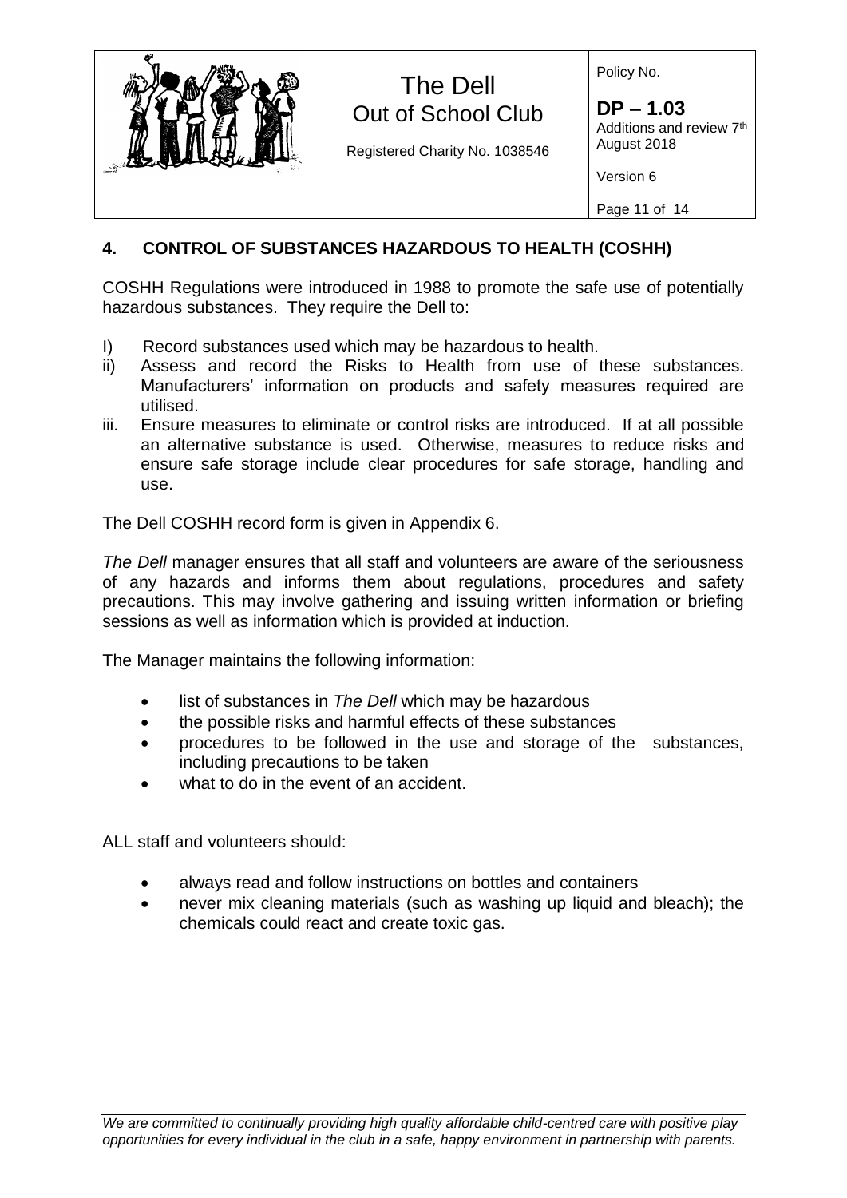## 4. CONTROL OF SUBSTANCES HAZARDOUS TO HEALTH (COSHH)

COSHH Regulations were introduced in 1988 to promote the safe use of potentially hazardous substances. They require the Dell to:

I) Record substances used which may be hazardous to health.

ii) Assess and record the Risks to Health from use of these substances. Manufacturers' information on products and safety measures required are utilised.

iii. Ensure measures to eliminate or control risks are introduced. If at all possible an alternative substance is used. Otherwise, measures to reduce risks and ensure safe storage include clear procedures for safe storage, handling and use.

The Dell COSHH record form is given in Appendix 6.

*The Dell* manager ensures that all staff and volunteers are aware of the seriousness of any hazards and informs them about regulations, procedures and safety precautions. This may involve gathering and issuing written information or briefing sessions as well as information which is provided at induction.

The Manager maintains the following information:

- list of substances in *The Dell* which may be hazardous
- the possible risks and harmful effects of these substances
- procedures to be followed in the use and storage of the substances, including precautions to be taken
- what to do in the event of an accident.

ALL staff and volunteers should:

- always read and follow instructions on bottles and containers
- never mix cleaning materials (such as washing up liquid and bleach); the chemicals could react and create toxic gas.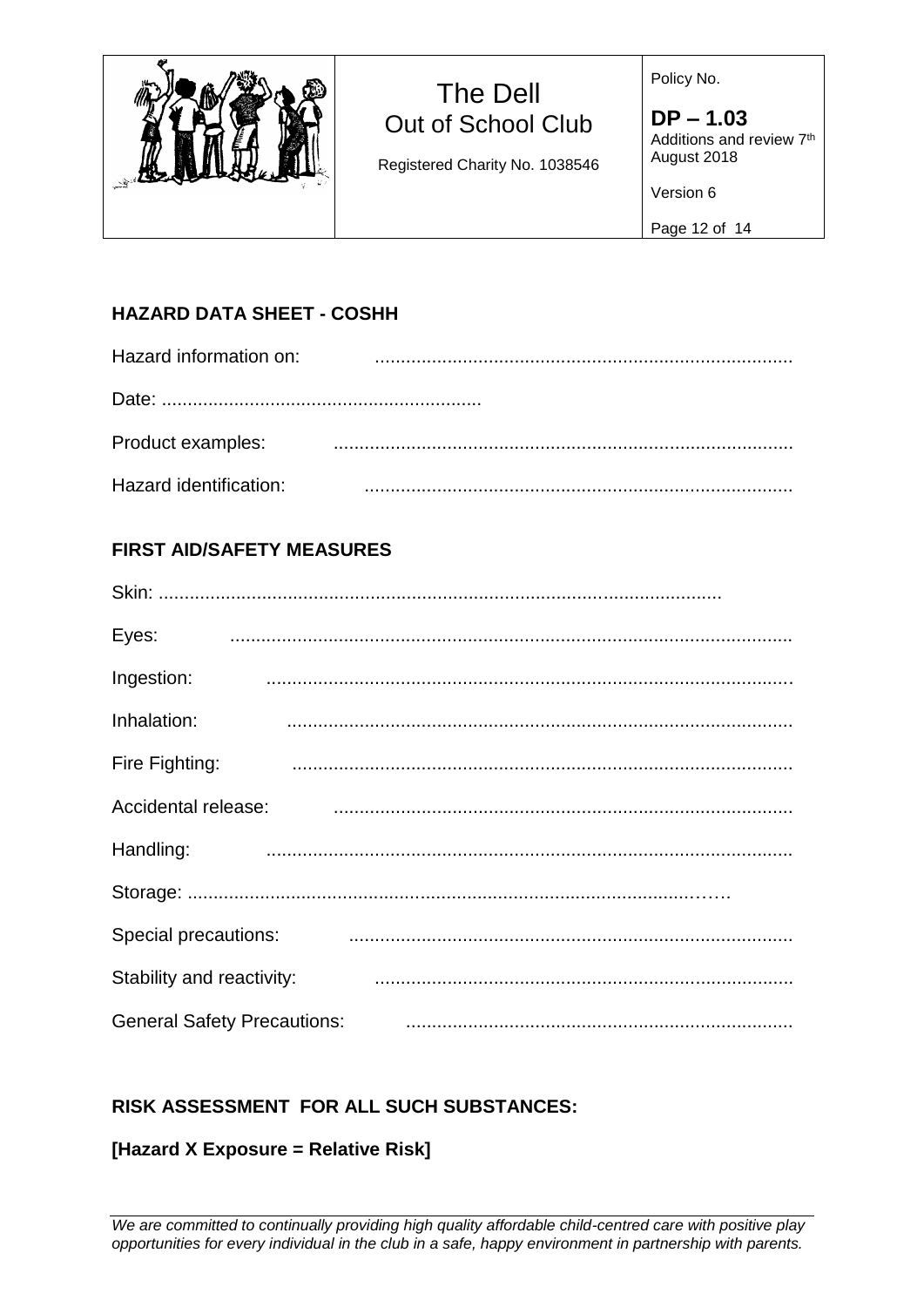## HAZARD DATA SHEET - COSHH

Hazard information on: ................................................................................

Date: ............................................................

Product examples: ........................................................................................

Hazard identification: ..................................................................................

## FIRST AID/SAFETY MEASURES

Skin: ...........................................................................................................

Eyes: ...........................................................................................................

Ingestion: .....................................................................................................

Inhalation: ...................................................................................................

Fire Fighting: ..............................................................................................

Accidental release: .......................................................................................

Handling: .....................................................................................................

Storage: ........................................................................................................

Special precautions: .....................................................................................

Stability and reactivity: ...............................................................................

General Safety Precautions: ........................................................................

## RISK ASSESSMENT FOR ALL SUCH SUBSTANCES:

**[Hazard X Exposure = Relative Risk]**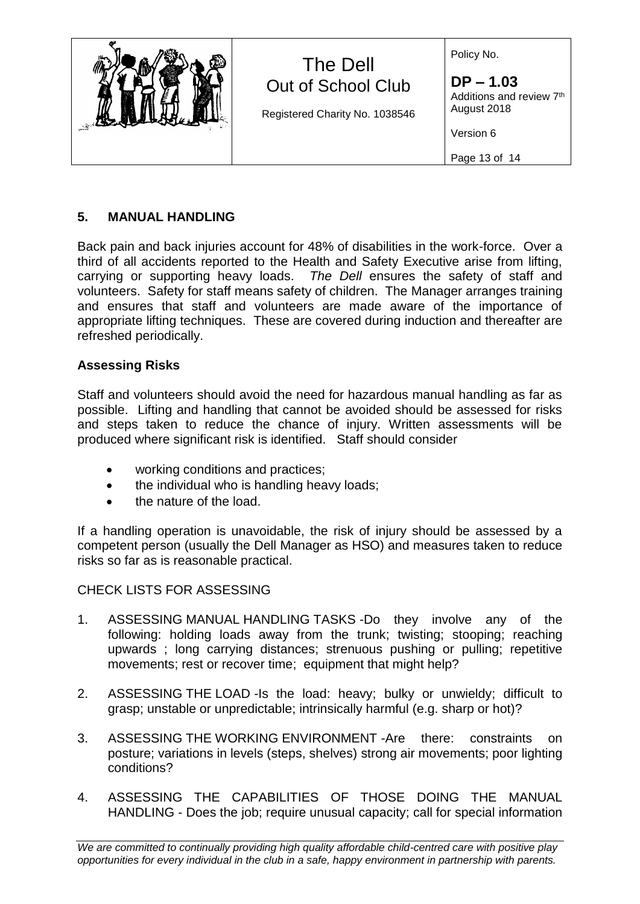## 5. MANUAL HANDLING

Back pain and back injuries account for 48% of disabilities in the work-force. Over a third of all accidents reported to the Health and Safety Executive arise from lifting, carrying or supporting heavy loads. *The Dell* ensures the safety of staff and volunteers. Safety for staff means safety of children. The Manager arranges training and ensures that staff and volunteers are made aware of the importance of appropriate lifting techniques. These are covered during induction and thereafter are refreshed periodically.

### Assessing Risks

Staff and volunteers should avoid the need for hazardous manual handling as far as possible. Lifting and handling that cannot be avoided should be assessed for risks and steps taken to reduce the chance of injury. Written assessments will be produced where significant risk is identified. Staff should consider

- working conditions and practices;
- the individual who is handling heavy loads;
- the nature of the load.

If a handling operation is unavoidable, the risk of injury should be assessed by a competent person (usually the Dell Manager as HSO) and measures taken to reduce risks so far as is reasonable practical.

CHECK LISTS FOR ASSESSING

1. ASSESSING MANUAL HANDLING TASKS -Do they involve any of the following: holding loads away from the trunk; twisting; stooping; reaching upwards ; long carrying distances; strenuous pushing or pulling; repetitive movements; rest or recover time; equipment that might help?
2. ASSESSING THE LOAD -Is the load: heavy; bulky or unwieldy; difficult to grasp; unstable or unpredictable; intrinsically harmful (e.g. sharp or hot)?
3. ASSESSING THE WORKING ENVIRONMENT -Are there: constraints on posture; variations in levels (steps, shelves) strong air movements; poor lighting conditions?
4. ASSESSING THE CAPABILITIES OF THOSE DOING THE MANUAL HANDLING - Does the job; require unusual capacity; call for special information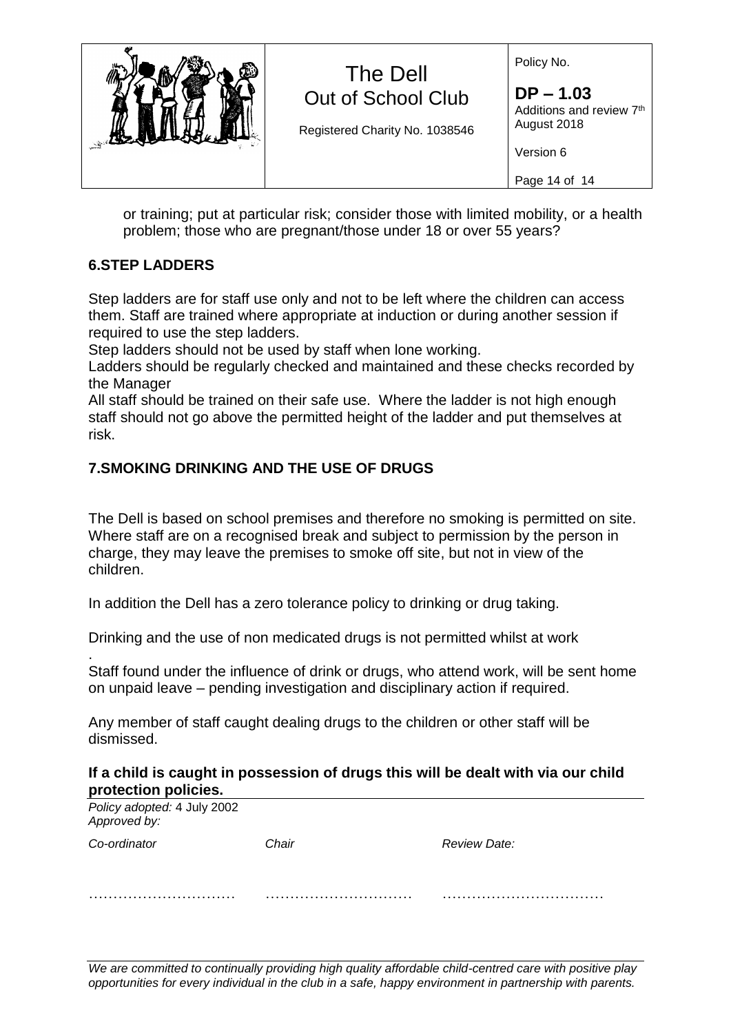or training; put at particular risk; consider those with limited mobility, or a health problem; those who are pregnant/those under 18 or over 55 years?

## 6.STEP LADDERS

Step ladders are for staff use only and not to be left where the children can access them. Staff are trained where appropriate at induction or during another session if required to use the step ladders.
Step ladders should not be used by staff when lone working.
Ladders should be regularly checked and maintained and these checks recorded by the Manager
All staff should be trained on their safe use. Where the ladder is not high enough staff should not go above the permitted height of the ladder and put themselves at risk.

## 7.SMOKING DRINKING AND THE USE OF DRUGS

The Dell is based on school premises and therefore no smoking is permitted on site. Where staff are on a recognised break and subject to permission by the person in charge, they may leave the premises to smoke off site, but not in view of the children.

In addition the Dell has a zero tolerance policy to drinking or drug taking.

Drinking and the use of non medicated drugs is not permitted whilst at work

.
Staff found under the influence of drink or drugs, who attend work, will be sent home on unpaid leave – pending investigation and disciplinary action if required.

Any member of staff caught dealing drugs to the children or other staff will be dismissed.

**If a child is caught in possession of drugs this will be dealt with via our child protection policies.**

*Policy adopted:* 4 July 2002
*Approved by:*

| *Co-ordinator* | *Chair* | *Review Date:* |
|---|---|---|
| ………………………… | ………………………… | …………………………… |

*We are committed to continually providing high quality affordable child-centred care with positive play opportunities for every individual in the club in a safe, happy environment in partnership with parents.*